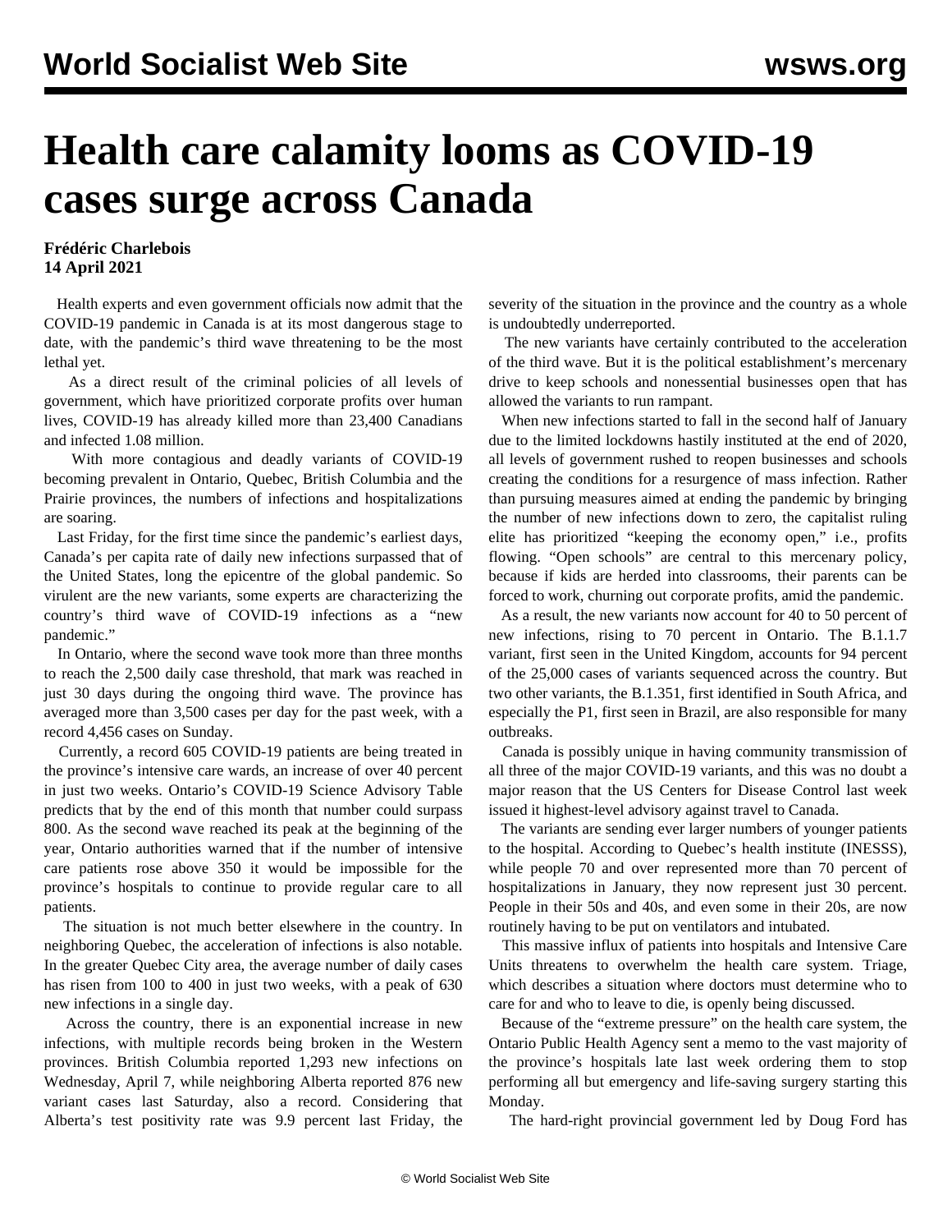# Health care calamity looms as COVID-19 cases surge across Canada

**Frédéric Charlebois**
**14 April 2021**

Health experts and even government officials now admit that the COVID-19 pandemic in Canada is at its most dangerous stage to date, with the pandemic's third wave threatening to be the most lethal yet.

As a direct result of the criminal policies of all levels of government, which have prioritized corporate profits over human lives, COVID-19 has already killed more than 23,400 Canadians and infected 1.08 million.

With more contagious and deadly variants of COVID-19 becoming prevalent in Ontario, Quebec, British Columbia and the Prairie provinces, the numbers of infections and hospitalizations are soaring.

Last Friday, for the first time since the pandemic's earliest days, Canada's per capita rate of daily new infections surpassed that of the United States, long the epicentre of the global pandemic. So virulent are the new variants, some experts are characterizing the country's third wave of COVID-19 infections as a "new pandemic."

In Ontario, where the second wave took more than three months to reach the 2,500 daily case threshold, that mark was reached in just 30 days during the ongoing third wave. The province has averaged more than 3,500 cases per day for the past week, with a record 4,456 cases on Sunday.

Currently, a record 605 COVID-19 patients are being treated in the province's intensive care wards, an increase of over 40 percent in just two weeks. Ontario's COVID-19 Science Advisory Table predicts that by the end of this month that number could surpass 800. As the second wave reached its peak at the beginning of the year, Ontario authorities warned that if the number of intensive care patients rose above 350 it would be impossible for the province's hospitals to continue to provide regular care to all patients.

The situation is not much better elsewhere in the country. In neighboring Quebec, the acceleration of infections is also notable. In the greater Quebec City area, the average number of daily cases has risen from 100 to 400 in just two weeks, with a peak of 630 new infections in a single day.

Across the country, there is an exponential increase in new infections, with multiple records being broken in the Western provinces. British Columbia reported 1,293 new infections on Wednesday, April 7, while neighboring Alberta reported 876 new variant cases last Saturday, also a record. Considering that Alberta's test positivity rate was 9.9 percent last Friday, the severity of the situation in the province and the country as a whole is undoubtedly underreported.

The new variants have certainly contributed to the acceleration of the third wave. But it is the political establishment's mercenary drive to keep schools and nonessential businesses open that has allowed the variants to run rampant.

When new infections started to fall in the second half of January due to the limited lockdowns hastily instituted at the end of 2020, all levels of government rushed to reopen businesses and schools creating the conditions for a resurgence of mass infection. Rather than pursuing measures aimed at ending the pandemic by bringing the number of new infections down to zero, the capitalist ruling elite has prioritized "keeping the economy open," i.e., profits flowing. "Open schools" are central to this mercenary policy, because if kids are herded into classrooms, their parents can be forced to work, churning out corporate profits, amid the pandemic.

As a result, the new variants now account for 40 to 50 percent of new infections, rising to 70 percent in Ontario. The B.1.1.7 variant, first seen in the United Kingdom, accounts for 94 percent of the 25,000 cases of variants sequenced across the country. But two other variants, the B.1.351, first identified in South Africa, and especially the P1, first seen in Brazil, are also responsible for many outbreaks.

Canada is possibly unique in having community transmission of all three of the major COVID-19 variants, and this was no doubt a major reason that the US Centers for Disease Control last week issued it highest-level advisory against travel to Canada.

The variants are sending ever larger numbers of younger patients to the hospital. According to Quebec's health institute (INESSS), while people 70 and over represented more than 70 percent of hospitalizations in January, they now represent just 30 percent. People in their 50s and 40s, and even some in their 20s, are now routinely having to be put on ventilators and intubated.

This massive influx of patients into hospitals and Intensive Care Units threatens to overwhelm the health care system. Triage, which describes a situation where doctors must determine who to care for and who to leave to die, is openly being discussed.

Because of the "extreme pressure" on the health care system, the Ontario Public Health Agency sent a memo to the vast majority of the province's hospitals late last week ordering them to stop performing all but emergency and life-saving surgery starting this Monday.

The hard-right provincial government led by Doug Ford has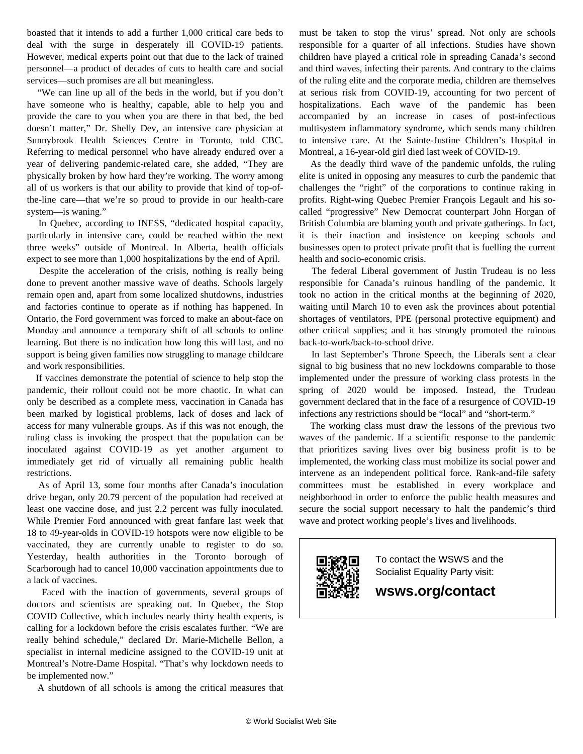boasted that it intends to add a further 1,000 critical care beds to deal with the surge in desperately ill COVID-19 patients. However, medical experts point out that due to the lack of trained personnel—a product of decades of cuts to health care and social services—such promises are all but meaningless.

"We can line up all of the beds in the world, but if you don't have someone who is healthy, capable, able to help you and provide the care to you when you are there in that bed, the bed doesn't matter," Dr. Shelly Dev, an intensive care physician at Sunnybrook Health Sciences Centre in Toronto, told CBC. Referring to medical personnel who have already endured over a year of delivering pandemic-related care, she added, "They are physically broken by how hard they're working. The worry among all of us workers is that our ability to provide that kind of top-of-the-line care—that we're so proud to provide in our health-care system—is waning."

In Quebec, according to INESS, "dedicated hospital capacity, particularly in intensive care, could be reached within the next three weeks" outside of Montreal. In Alberta, health officials expect to see more than 1,000 hospitalizations by the end of April.

Despite the acceleration of the crisis, nothing is really being done to prevent another massive wave of deaths. Schools largely remain open and, apart from some localized shutdowns, industries and factories continue to operate as if nothing has happened. In Ontario, the Ford government was forced to make an about-face on Monday and announce a temporary shift of all schools to online learning. But there is no indication how long this will last, and no support is being given families now struggling to manage childcare and work responsibilities.

If vaccines demonstrate the potential of science to help stop the pandemic, their rollout could not be more chaotic. In what can only be described as a complete mess, vaccination in Canada has been marked by logistical problems, lack of doses and lack of access for many vulnerable groups. As if this was not enough, the ruling class is invoking the prospect that the population can be inoculated against COVID-19 as yet another argument to immediately get rid of virtually all remaining public health restrictions.

As of April 13, some four months after Canada's inoculation drive began, only 20.79 percent of the population had received at least one vaccine dose, and just 2.2 percent was fully inoculated. While Premier Ford announced with great fanfare last week that 18 to 49-year-olds in COVID-19 hotspots were now eligible to be vaccinated, they are currently unable to register to do so. Yesterday, health authorities in the Toronto borough of Scarborough had to cancel 10,000 vaccination appointments due to a lack of vaccines.

Faced with the inaction of governments, several groups of doctors and scientists are speaking out. In Quebec, the Stop COVID Collective, which includes nearly thirty health experts, is calling for a lockdown before the crisis escalates further. "We are really behind schedule," declared Dr. Marie-Michelle Bellon, a specialist in internal medicine assigned to the COVID-19 unit at Montreal's Notre-Dame Hospital. "That's why lockdown needs to be implemented now."

A shutdown of all schools is among the critical measures that must be taken to stop the virus' spread. Not only are schools responsible for a quarter of all infections. Studies have shown children have played a critical role in spreading Canada's second and third waves, infecting their parents. And contrary to the claims of the ruling elite and the corporate media, children are themselves at serious risk from COVID-19, accounting for two percent of hospitalizations. Each wave of the pandemic has been accompanied by an increase in cases of post-infectious multisystem inflammatory syndrome, which sends many children to intensive care. At the Sainte-Justine Children's Hospital in Montreal, a 16-year-old girl died last week of COVID-19.

As the deadly third wave of the pandemic unfolds, the ruling elite is united in opposing any measures to curb the pandemic that challenges the "right" of the corporations to continue raking in profits. Right-wing Quebec Premier François Legault and his so-called "progressive" New Democrat counterpart John Horgan of British Columbia are blaming youth and private gatherings. In fact, it is their inaction and insistence on keeping schools and businesses open to protect private profit that is fuelling the current health and socio-economic crisis.

The federal Liberal government of Justin Trudeau is no less responsible for Canada's ruinous handling of the pandemic. It took no action in the critical months at the beginning of 2020, waiting until March 10 to even ask the provinces about potential shortages of ventilators, PPE (personal protective equipment) and other critical supplies; and it has strongly promoted the ruinous back-to-work/back-to-school drive.

In last September's Throne Speech, the Liberals sent a clear signal to big business that no new lockdowns comparable to those implemented under the pressure of working class protests in the spring of 2020 would be imposed. Instead, the Trudeau government declared that in the face of a resurgence of COVID-19 infections any restrictions should be "local" and "short-term."

The working class must draw the lessons of the previous two waves of the pandemic. If a scientific response to the pandemic that prioritizes saving lives over big business profit is to be implemented, the working class must mobilize its social power and intervene as an independent political force. Rank-and-file safety committees must be established in every workplace and neighborhood in order to enforce the public health measures and secure the social support necessary to halt the pandemic's third wave and protect working people's lives and livelihoods.

To contact the WSWS and the Socialist Equality Party visit:

**wsws.org/contact**